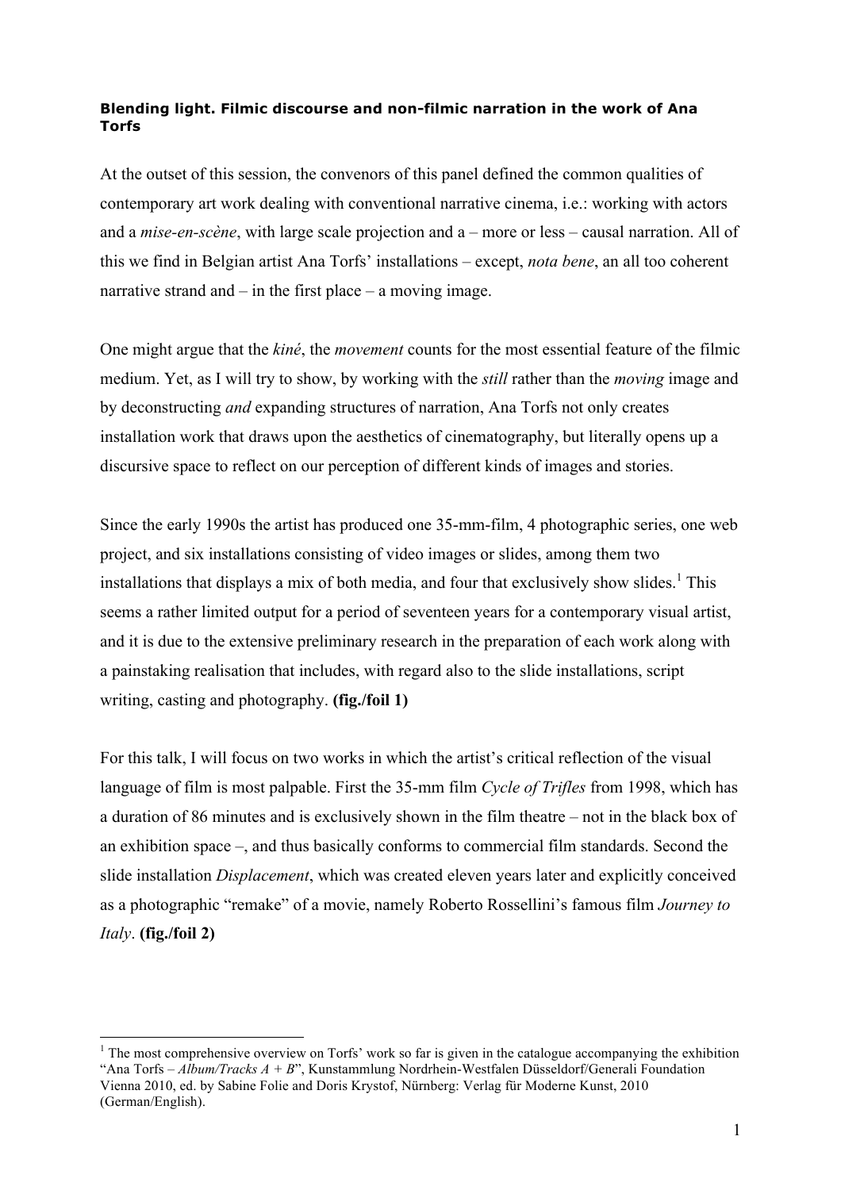**Blending light. Filmic discourse and non-filmic narration in the work of Ana Torfs**

At the outset of this session, the convenors of this panel defined the common qualities of contemporary art work dealing with conventional narrative cinema, i.e.: working with actors and a *mise-en-scène*, with large scale projection and a – more or less – causal narration. All of this we find in Belgian artist Ana Torfs' installations – except, *nota bene*, an all too coherent narrative strand and – in the first place – a moving image.

One might argue that the *kiné*, the *movement* counts for the most essential feature of the filmic medium. Yet, as I will try to show, by working with the *still* rather than the *moving* image and by deconstructing *and* expanding structures of narration, Ana Torfs not only creates installation work that draws upon the aesthetics of cinematography, but literally opens up a discursive space to reflect on our perception of different kinds of images and stories.

Since the early 1990s the artist has produced one 35-mm-film, 4 photographic series, one web project, and six installations consisting of video images or slides, among them two installations that displays a mix of both media, and four that exclusively show slides.[1] This seems a rather limited output for a period of seventeen years for a contemporary visual artist, and it is due to the extensive preliminary research in the preparation of each work along with a painstaking realisation that includes, with regard also to the slide installations, script writing, casting and photography. **(fig./foil 1)**

For this talk, I will focus on two works in which the artist's critical reflection of the visual language of film is most palpable. First the 35-mm film *Cycle of Trifles* from 1998, which has a duration of 86 minutes and is exclusively shown in the film theatre – not in the black box of an exhibition space –, and thus basically conforms to commercial film standards. Second the slide installation *Displacement*, which was created eleven years later and explicitly conceived as a photographic "remake" of a movie, namely Roberto Rossellini's famous film *Journey to Italy*. **(fig./foil 2)**

---

[1] The most comprehensive overview on Torfs' work so far is given in the catalogue accompanying the exhibition "Ana Torfs – *Album/Tracks A + B*", Kunstammlung Nordrhein-Westfalen Düsseldorf/Generali Foundation Vienna 2010, ed. by Sabine Folie and Doris Krystof, Nürnberg: Verlag für Moderne Kunst, 2010 (German/English).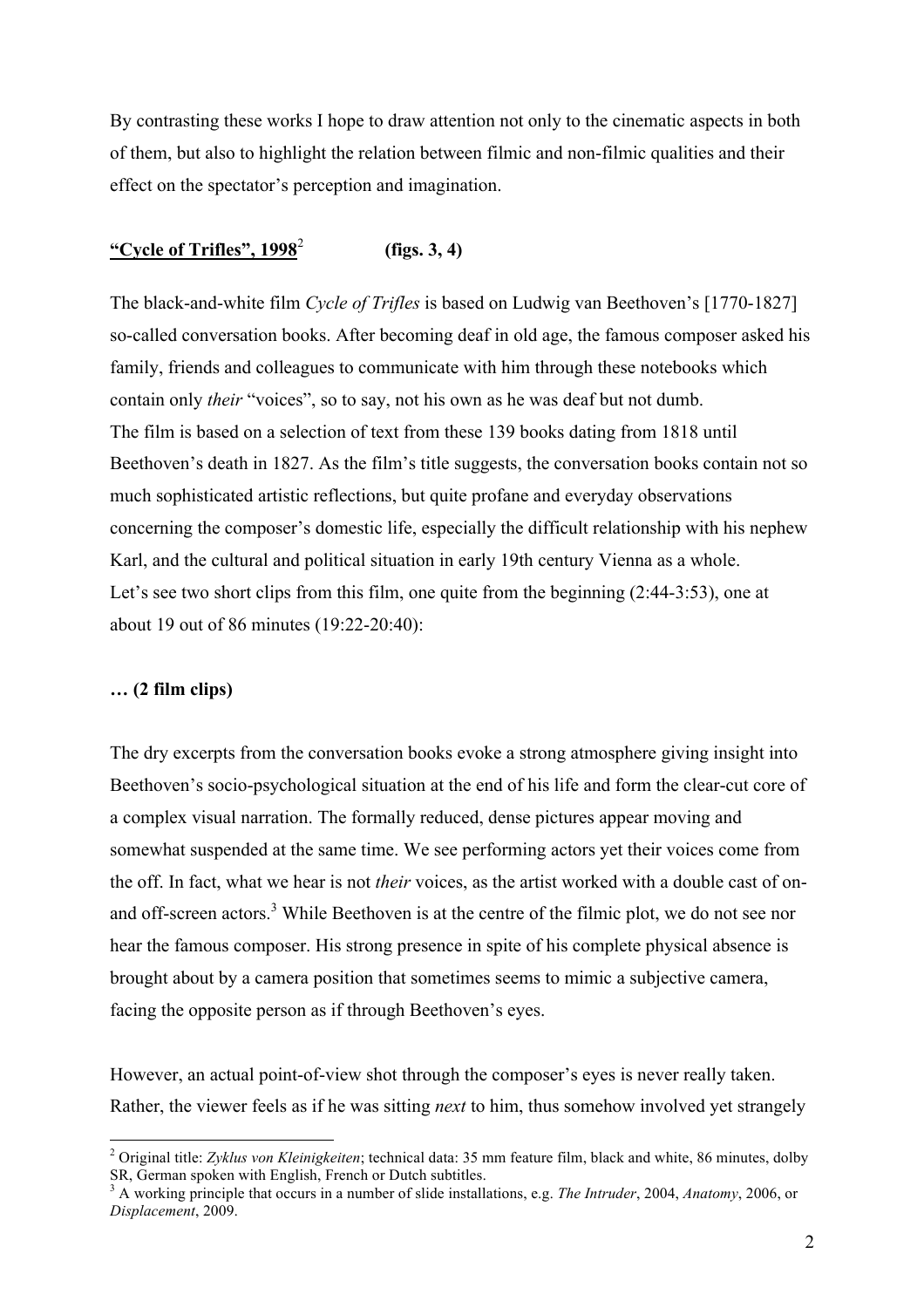By contrasting these works I hope to draw attention not only to the cinematic aspects in both of them, but also to highlight the relation between filmic and non-filmic qualities and their effect on the spectator's perception and imagination.

**<u>"Cycle of Trifles", 1998</u>**[2] **(figs. 3, 4)**

The black-and-white film *Cycle of Trifles* is based on Ludwig van Beethoven's [1770-1827] so-called conversation books. After becoming deaf in old age, the famous composer asked his family, friends and colleagues to communicate with him through these notebooks which contain only *their* "voices", so to say, not his own as he was deaf but not dumb.
The film is based on a selection of text from these 139 books dating from 1818 until Beethoven's death in 1827. As the film's title suggests, the conversation books contain not so much sophisticated artistic reflections, but quite profane and everyday observations concerning the composer's domestic life, especially the difficult relationship with his nephew Karl, and the cultural and political situation in early 19th century Vienna as a whole.
Let's see two short clips from this film, one quite from the beginning (2:44-3:53), one at about 19 out of 86 minutes (19:22-20:40):

**… (2 film clips)**

The dry excerpts from the conversation books evoke a strong atmosphere giving insight into Beethoven's socio-psychological situation at the end of his life and form the clear-cut core of a complex visual narration. The formally reduced, dense pictures appear moving and somewhat suspended at the same time. We see performing actors yet their voices come from the off. In fact, what we hear is not *their* voices, as the artist worked with a double cast of on- and off-screen actors.[3] While Beethoven is at the centre of the filmic plot, we do not see nor hear the famous composer. His strong presence in spite of his complete physical absence is brought about by a camera position that sometimes seems to mimic a subjective camera, facing the opposite person as if through Beethoven's eyes.

However, an actual point-of-view shot through the composer's eyes is never really taken. Rather, the viewer feels as if he was sitting *next* to him, thus somehow involved yet strangely

---

[2] Original title: *Zyklus von Kleinigkeiten*; technical data: 35 mm feature film, black and white, 86 minutes, dolby SR, German spoken with English, French or Dutch subtitles.

[3] A working principle that occurs in a number of slide installations, e.g. *The Intruder*, 2004, *Anatomy*, 2006, or *Displacement*, 2009.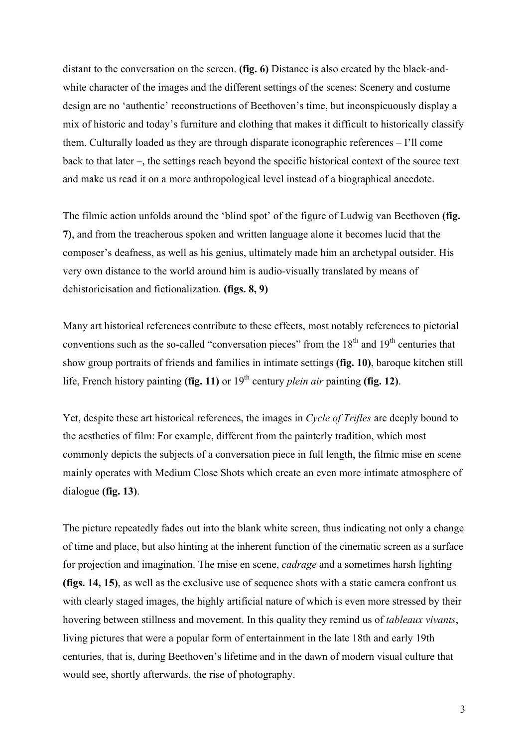distant to the conversation on the screen. **(fig. 6)** Distance is also created by the black-and-white character of the images and the different settings of the scenes: Scenery and costume design are no 'authentic' reconstructions of Beethoven's time, but inconspicuously display a mix of historic and today's furniture and clothing that makes it difficult to historically classify them. Culturally loaded as they are through disparate iconographic references – I'll come back to that later –, the settings reach beyond the specific historical context of the source text and make us read it on a more anthropological level instead of a biographical anecdote.

The filmic action unfolds around the 'blind spot' of the figure of Ludwig van Beethoven **(fig. 7)**, and from the treacherous spoken and written language alone it becomes lucid that the composer's deafness, as well as his genius, ultimately made him an archetypal outsider. His very own distance to the world around him is audio-visually translated by means of dehistoricisation and fictionalization. **(figs. 8, 9)**

Many art historical references contribute to these effects, most notably references to pictorial conventions such as the so-called "conversation pieces" from the 18th and 19th centuries that show group portraits of friends and families in intimate settings **(fig. 10)**, baroque kitchen still life, French history painting **(fig. 11)** or 19th century *plein air* painting **(fig. 12)**.

Yet, despite these art historical references, the images in *Cycle of Trifles* are deeply bound to the aesthetics of film: For example, different from the painterly tradition, which most commonly depicts the subjects of a conversation piece in full length, the filmic mise en scene mainly operates with Medium Close Shots which create an even more intimate atmosphere of dialogue **(fig. 13)**.

The picture repeatedly fades out into the blank white screen, thus indicating not only a change of time and place, but also hinting at the inherent function of the cinematic screen as a surface for projection and imagination. The mise en scene, *cadrage* and a sometimes harsh lighting **(figs. 14, 15)**, as well as the exclusive use of sequence shots with a static camera confront us with clearly staged images, the highly artificial nature of which is even more stressed by their hovering between stillness and movement. In this quality they remind us of *tableaux vivants*, living pictures that were a popular form of entertainment in the late 18th and early 19th centuries, that is, during Beethoven's lifetime and in the dawn of modern visual culture that would see, shortly afterwards, the rise of photography.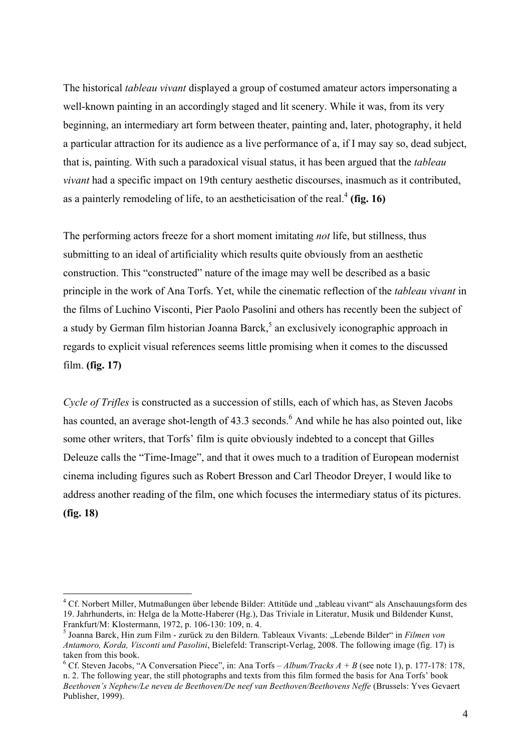The historical *tableau vivant* displayed a group of costumed amateur actors impersonating a well-known painting in an accordingly staged and lit scenery. While it was, from its very beginning, an intermediary art form between theater, painting and, later, photography, it held a particular attraction for its audience as a live performance of a, if I may say so, dead subject, that is, painting. With such a paradoxical visual status, it has been argued that the *tableau vivant* had a specific impact on 19th century aesthetic discourses, inasmuch as it contributed, as a painterly remodeling of life, to an aestheticisation of the real.[4] **(fig. 16)**

The performing actors freeze for a short moment imitating *not* life, but stillness, thus submitting to an ideal of artificiality which results quite obviously from an aesthetic construction. This "constructed" nature of the image may well be described as a basic principle in the work of Ana Torfs. Yet, while the cinematic reflection of the *tableau vivant* in the films of Luchino Visconti, Pier Paolo Pasolini and others has recently been the subject of a study by German film historian Joanna Barck,[5] an exclusively iconographic approach in regards to explicit visual references seems little promising when it comes to the discussed film. **(fig. 17)**

*Cycle of Trifles* is constructed as a succession of stills, each of which has, as Steven Jacobs has counted, an average shot-length of 43.3 seconds.[6] And while he has also pointed out, like some other writers, that Torfs' film is quite obviously indebted to a concept that Gilles Deleuze calls the "Time-Image", and that it owes much to a tradition of European modernist cinema including figures such as Robert Bresson and Carl Theodor Dreyer, I would like to address another reading of the film, one which focuses the intermediary status of its pictures. **(fig. 18)**

---

[4] Cf. Norbert Miller, Mutmaßungen über lebende Bilder: Attitüde und „tableau vivant" als Anschauungsform des 19. Jahrhunderts, in: Helga de la Motte-Haberer (Hg.), Das Triviale in Literatur, Musik und Bildender Kunst, Frankfurt/M: Klostermann, 1972, p. 106-130: 109, n. 4.

[5] Joanna Barck, Hin zum Film - zurück zu den Bildern. Tableaux Vivants: „Lebende Bilder" in *Filmen von Antamoro, Korda, Visconti und Pasolini*, Bielefeld: Transcript-Verlag, 2008. The following image (fig. 17) is taken from this book.

[6] Cf. Steven Jacobs, "A Conversation Piece", in: Ana Torfs – *Album/Tracks A + B* (see note 1), p. 177-178: 178, n. 2. The following year, the still photographs and texts from this film formed the basis for Ana Torfs' book *Beethoven's Nephew/Le neveu de Beethoven/De neef van Beethoven/Beethovens Neffe* (Brussels: Yves Gevaert Publisher, 1999).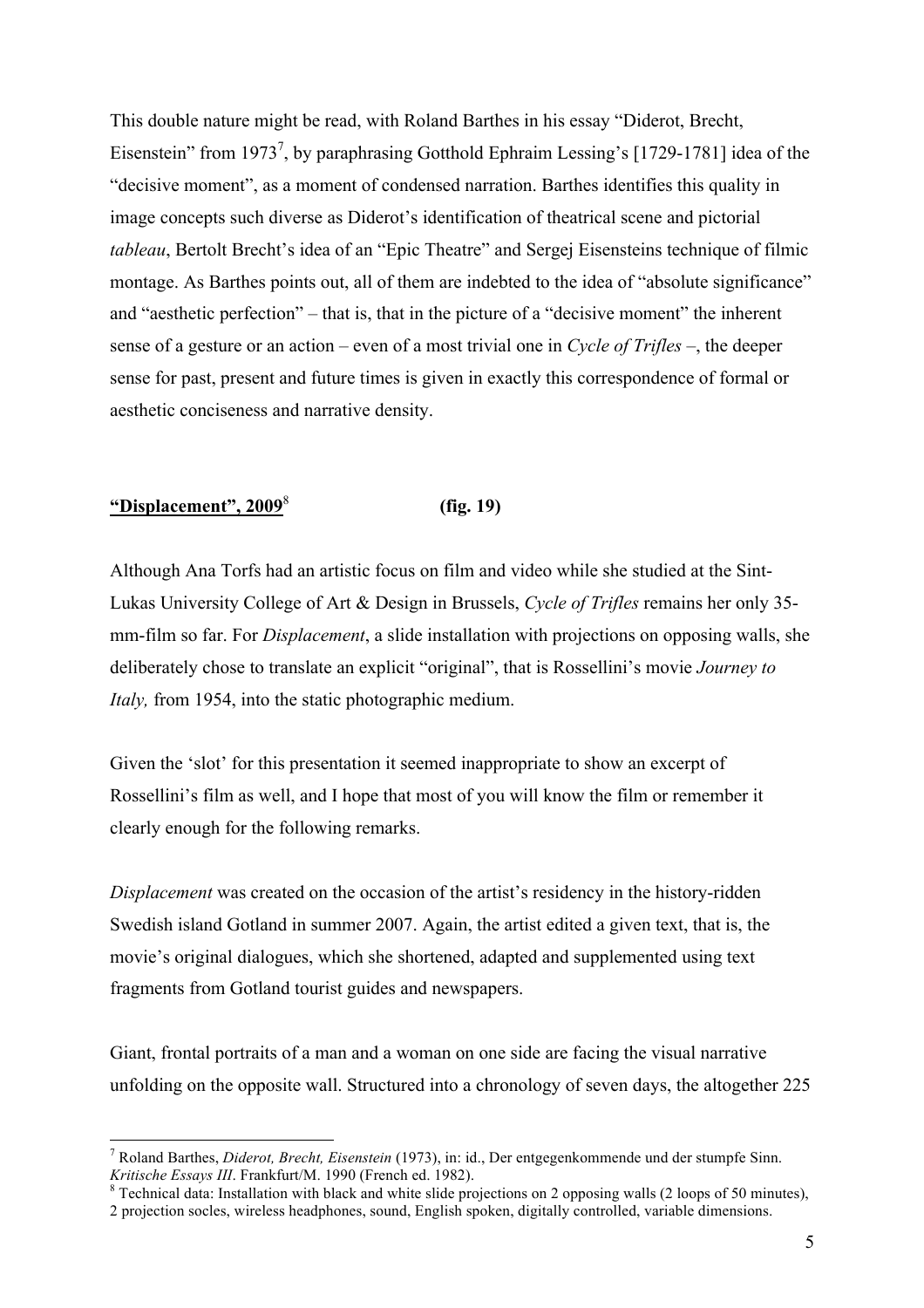This double nature might be read, with Roland Barthes in his essay "Diderot, Brecht, Eisenstein" from 1973[7], by paraphrasing Gotthold Ephraim Lessing's [1729-1781] idea of the "decisive moment", as a moment of condensed narration. Barthes identifies this quality in image concepts such diverse as Diderot's identification of theatrical scene and pictorial *tableau*, Bertolt Brecht's idea of an "Epic Theatre" and Sergej Eisensteins technique of filmic montage. As Barthes points out, all of them are indebted to the idea of "absolute significance" and "aesthetic perfection" – that is, that in the picture of a "decisive moment" the inherent sense of a gesture or an action – even of a most trivial one in *Cycle of Trifles* –, the deeper sense for past, present and future times is given in exactly this correspondence of formal or aesthetic conciseness and narrative density.

## **"Displacement", 2009**[8] **(fig. 19)**

Although Ana Torfs had an artistic focus on film and video while she studied at the Sint-Lukas University College of Art & Design in Brussels, *Cycle of Trifles* remains her only 35-mm-film so far. For *Displacement*, a slide installation with projections on opposing walls, she deliberately chose to translate an explicit "original", that is Rossellini's movie *Journey to Italy,* from 1954, into the static photographic medium.

Given the 'slot' for this presentation it seemed inappropriate to show an excerpt of Rossellini's film as well, and I hope that most of you will know the film or remember it clearly enough for the following remarks.

*Displacement* was created on the occasion of the artist's residency in the history-ridden Swedish island Gotland in summer 2007. Again, the artist edited a given text, that is, the movie's original dialogues, which she shortened, adapted and supplemented using text fragments from Gotland tourist guides and newspapers.

Giant, frontal portraits of a man and a woman on one side are facing the visual narrative unfolding on the opposite wall. Structured into a chronology of seven days, the altogether 225

---

[7] Roland Barthes, *Diderot, Brecht, Eisenstein* (1973), in: id., Der entgegenkommende und der stumpfe Sinn. *Kritische Essays III*. Frankfurt/M. 1990 (French ed. 1982).

[8] Technical data: Installation with black and white slide projections on 2 opposing walls (2 loops of 50 minutes), 2 projection socles, wireless headphones, sound, English spoken, digitally controlled, variable dimensions.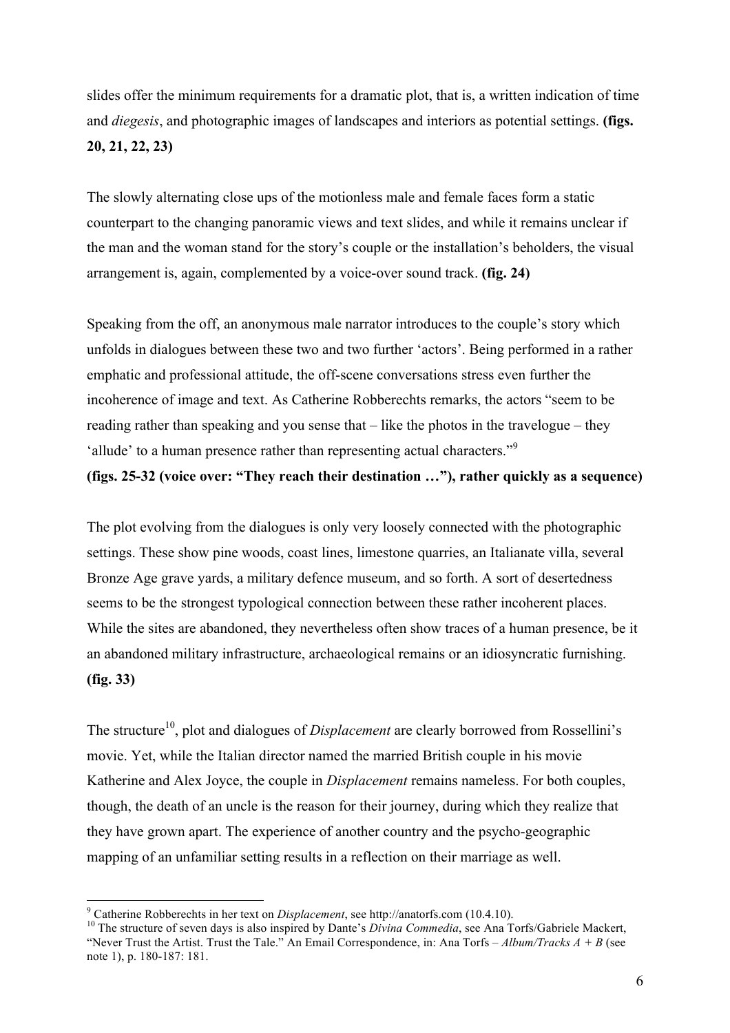slides offer the minimum requirements for a dramatic plot, that is, a written indication of time and *diegesis*, and photographic images of landscapes and interiors as potential settings. **(figs. 20, 21, 22, 23)**

The slowly alternating close ups of the motionless male and female faces form a static counterpart to the changing panoramic views and text slides, and while it remains unclear if the man and the woman stand for the story's couple or the installation's beholders, the visual arrangement is, again, complemented by a voice-over sound track. **(fig. 24)**

Speaking from the off, an anonymous male narrator introduces to the couple's story which unfolds in dialogues between these two and two further 'actors'. Being performed in a rather emphatic and professional attitude, the off-scene conversations stress even further the incoherence of image and text. As Catherine Robberechts remarks, the actors "seem to be reading rather than speaking and you sense that – like the photos in the travelogue – they 'allude' to a human presence rather than representing actual characters."[9]

**(figs. 25-32 (voice over: "They reach their destination …"), rather quickly as a sequence)**

The plot evolving from the dialogues is only very loosely connected with the photographic settings. These show pine woods, coast lines, limestone quarries, an Italianate villa, several Bronze Age grave yards, a military defence museum, and so forth. A sort of desertedness seems to be the strongest typological connection between these rather incoherent places. While the sites are abandoned, they nevertheless often show traces of a human presence, be it an abandoned military infrastructure, archaeological remains or an idiosyncratic furnishing. **(fig. 33)**

The structure[10], plot and dialogues of *Displacement* are clearly borrowed from Rossellini's movie. Yet, while the Italian director named the married British couple in his movie Katherine and Alex Joyce, the couple in *Displacement* remains nameless. For both couples, though, the death of an uncle is the reason for their journey, during which they realize that they have grown apart. The experience of another country and the psycho-geographic mapping of an unfamiliar setting results in a reflection on their marriage as well.

---

[9] Catherine Robberechts in her text on *Displacement*, see http://anatorfs.com (10.4.10).

[10] The structure of seven days is also inspired by Dante's *Divina Commedia*, see Ana Torfs/Gabriele Mackert, "Never Trust the Artist. Trust the Tale." An Email Correspondence, in: Ana Torfs – *Album/Tracks A + B* (see note 1), p. 180-187: 181.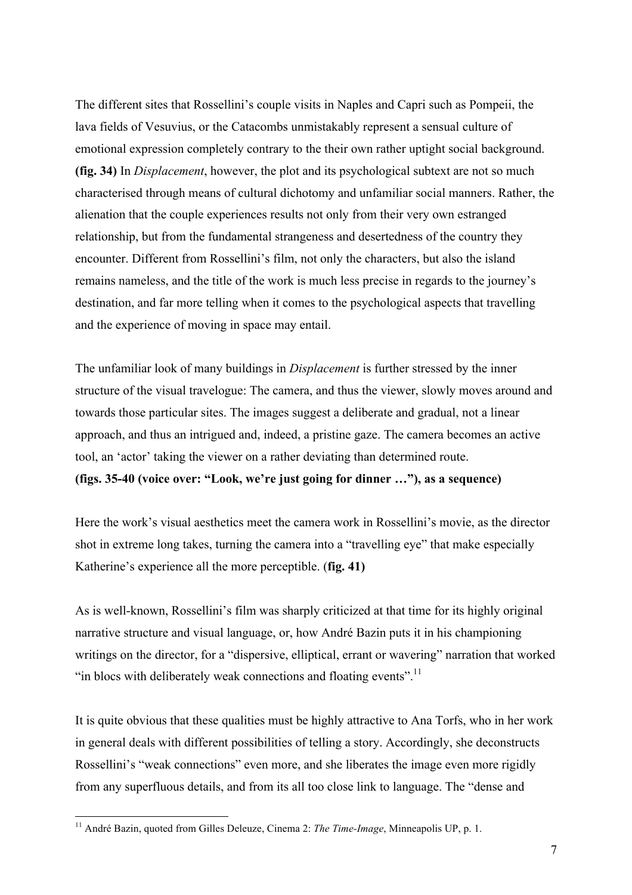The different sites that Rossellini's couple visits in Naples and Capri such as Pompeii, the lava fields of Vesuvius, or the Catacombs unmistakably represent a sensual culture of emotional expression completely contrary to the their own rather uptight social background. **(fig. 34)** In *Displacement*, however, the plot and its psychological subtext are not so much characterised through means of cultural dichotomy and unfamiliar social manners. Rather, the alienation that the couple experiences results not only from their very own estranged relationship, but from the fundamental strangeness and desertedness of the country they encounter. Different from Rossellini's film, not only the characters, but also the island remains nameless, and the title of the work is much less precise in regards to the journey's destination, and far more telling when it comes to the psychological aspects that travelling and the experience of moving in space may entail.

The unfamiliar look of many buildings in *Displacement* is further stressed by the inner structure of the visual travelogue: The camera, and thus the viewer, slowly moves around and towards those particular sites. The images suggest a deliberate and gradual, not a linear approach, and thus an intrigued and, indeed, a pristine gaze. The camera becomes an active tool, an 'actor' taking the viewer on a rather deviating than determined route.
**(figs. 35-40 (voice over: "Look, we're just going for dinner …"), as a sequence)**

Here the work's visual aesthetics meet the camera work in Rossellini's movie, as the director shot in extreme long takes, turning the camera into a "travelling eye" that make especially Katherine's experience all the more perceptible. (**fig. 41)**

As is well-known, Rossellini's film was sharply criticized at that time for its highly original narrative structure and visual language, or, how André Bazin puts it in his championing writings on the director, for a "dispersive, elliptical, errant or wavering" narration that worked "in blocs with deliberately weak connections and floating events".[11]

It is quite obvious that these qualities must be highly attractive to Ana Torfs, who in her work in general deals with different possibilities of telling a story. Accordingly, she deconstructs Rossellini's "weak connections" even more, and she liberates the image even more rigidly from any superfluous details, and from its all too close link to language. The "dense and

---

[11] André Bazin, quoted from Gilles Deleuze, Cinema 2: *The Time-Image*, Minneapolis UP, p. 1.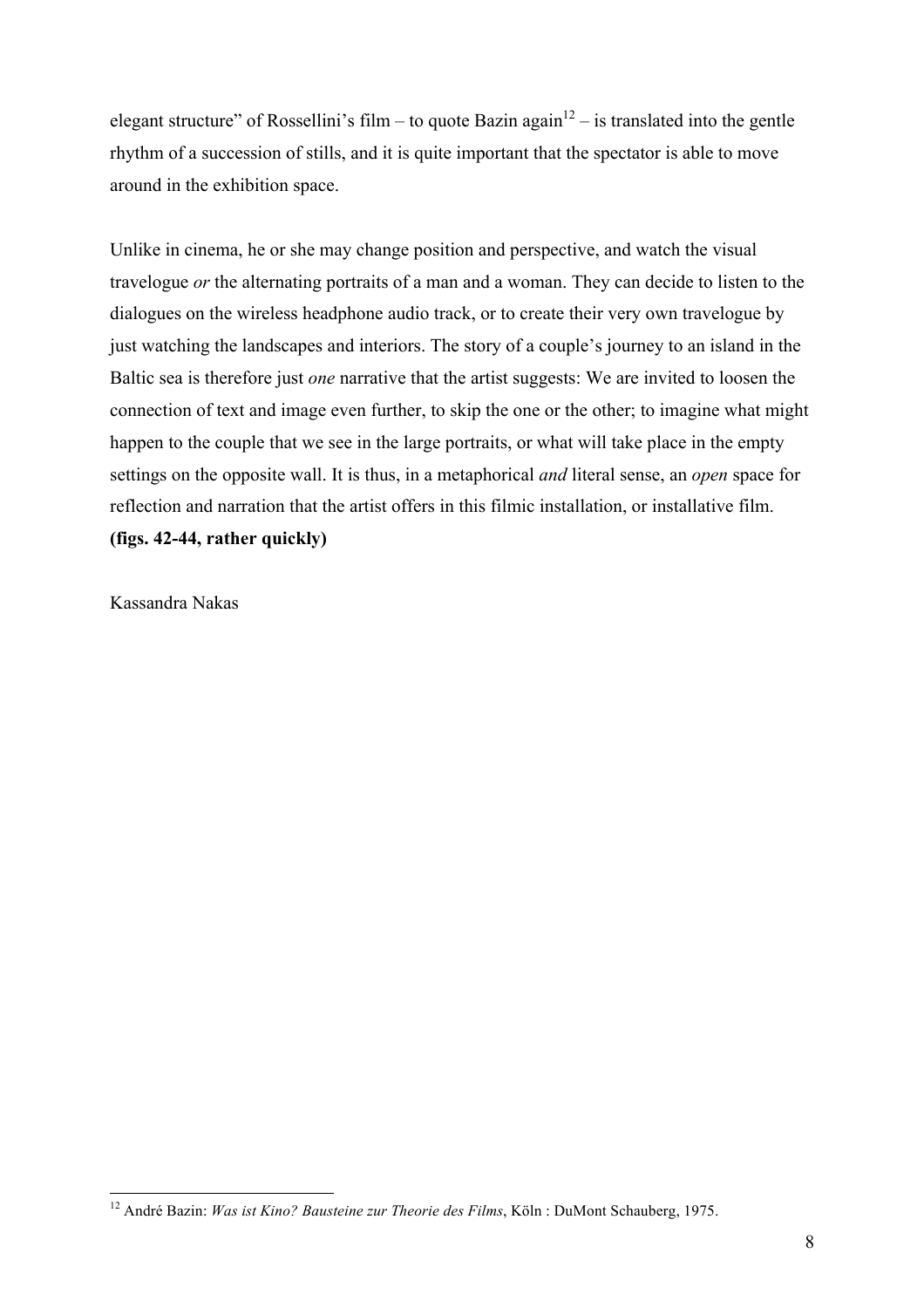elegant structure" of Rossellini's film – to quote Bazin again[12] – is translated into the gentle rhythm of a succession of stills, and it is quite important that the spectator is able to move around in the exhibition space.

Unlike in cinema, he or she may change position and perspective, and watch the visual travelogue *or* the alternating portraits of a man and a woman. They can decide to listen to the dialogues on the wireless headphone audio track, or to create their very own travelogue by just watching the landscapes and interiors. The story of a couple's journey to an island in the Baltic sea is therefore just *one* narrative that the artist suggests: We are invited to loosen the connection of text and image even further, to skip the one or the other; to imagine what might happen to the couple that we see in the large portraits, or what will take place in the empty settings on the opposite wall. It is thus, in a metaphorical *and* literal sense, an *open* space for reflection and narration that the artist offers in this filmic installation, or installative film.
**(figs. 42-44, rather quickly)**

Kassandra Nakas

[12] André Bazin: *Was ist Kino? Bausteine zur Theorie des Films*, Köln : DuMont Schauberg, 1975.